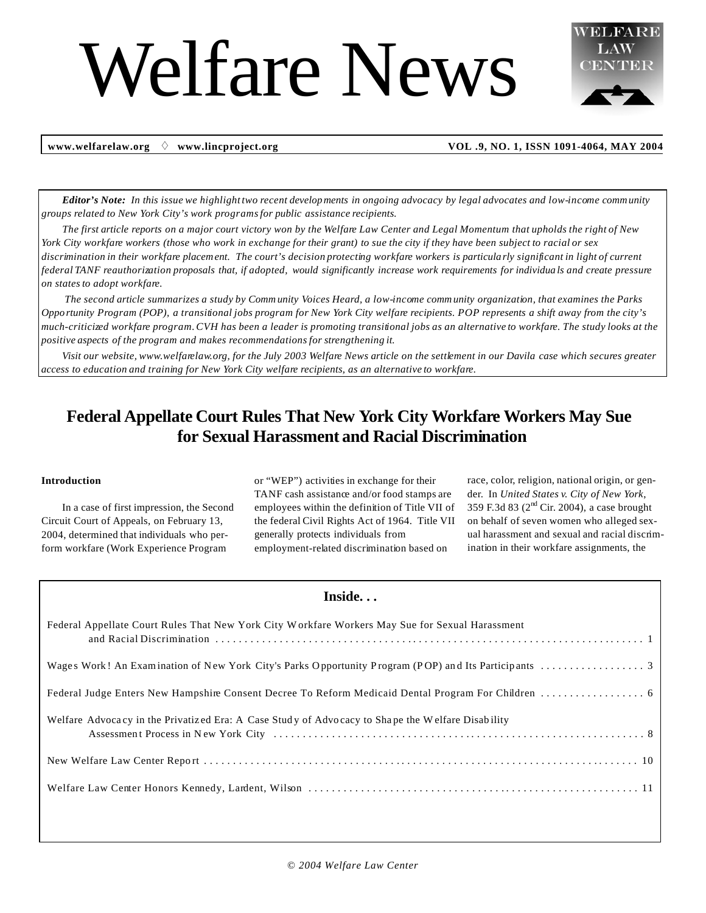# Welfare News

**www.welfarelaw.org ♢ www.lincproject.org** **VOL .9, NO. 1, ISSN 1091-4064, MAY 2004**

***Editor's Note:*** *In this issue we highlight two recent developments in ongoing advocacy by legal advocates and low-income community groups related to New York City's work programs for public assistance recipients.*

*The first article reports on a major court victory won by the Welfare Law Center and Legal Momentum that upholds the right of New York City workfare workers (those who work in exchange for their grant) to sue the city if they have been subject to racial or sex discrimination in their workfare placement. The court's decision protecting workfare workers is particularly significant in light of current federal TANF reauthorization proposals that, if adopted, would significantly increase work requirements for individuals and create pressure on states to adopt workfare.*

*The second article summarizes a study by Community Voices Heard, a low-income community organization, that examines the Parks Opportunity Program (POP), a transitional jobs program for New York City welfare recipients. POP represents a shift away from the city's much-criticized workfare program. CVH has been a leader is promoting transitional jobs as an alternative to workfare. The study looks at the positive aspects of the program and makes recommendations for strengthening it.*

*Visit our website, www.welfarelaw.org, for the July 2003 Welfare News article on the settlement in our Davila case which secures greater access to education and training for New York City welfare recipients, as an alternative to workfare.*

## Federal Appellate Court Rules That New York City Workfare Workers May Sue for Sexual Harassment and Racial Discrimination

**Introduction**

In a case of first impression, the Second Circuit Court of Appeals, on February 13, 2004, determined that individuals who perform workfare (Work Experience Program or "WEP") activities in exchange for their TANF cash assistance and/or food stamps are employees within the definition of Title VII of the federal Civil Rights Act of 1964. Title VII generally protects individuals from employment-related discrimination based on race, color, religion, national origin, or gender. In *United States v. City of New York*, 359 F.3d 83 (2nd Cir. 2004), a case brought on behalf of seven women who alleged sexual harassment and sexual and racial discrimination in their workfare assignments, the

**Inside. . .**

Federal Appellate Court Rules That New York City Workfare Workers May Sue for Sexual Harassment and Racial Discrimination . . . . . 1

Wages Work! An Examination of New York City's Parks Opportunity Program (POP) and Its Participants . . . . . 3

Federal Judge Enters New Hampshire Consent Decree To Reform Medicaid Dental Program For Children . . . . . 6

Welfare Advocacy in the Privatized Era: A Case Study of Advocacy to Shape the Welfare Disability Assessment Process in New York City . . . . . 8

New Welfare Law Center Report . . . . . 10

Welfare Law Center Honors Kennedy, Lardent, Wilson . . . . . 11

*© 2004 Welfare Law Center*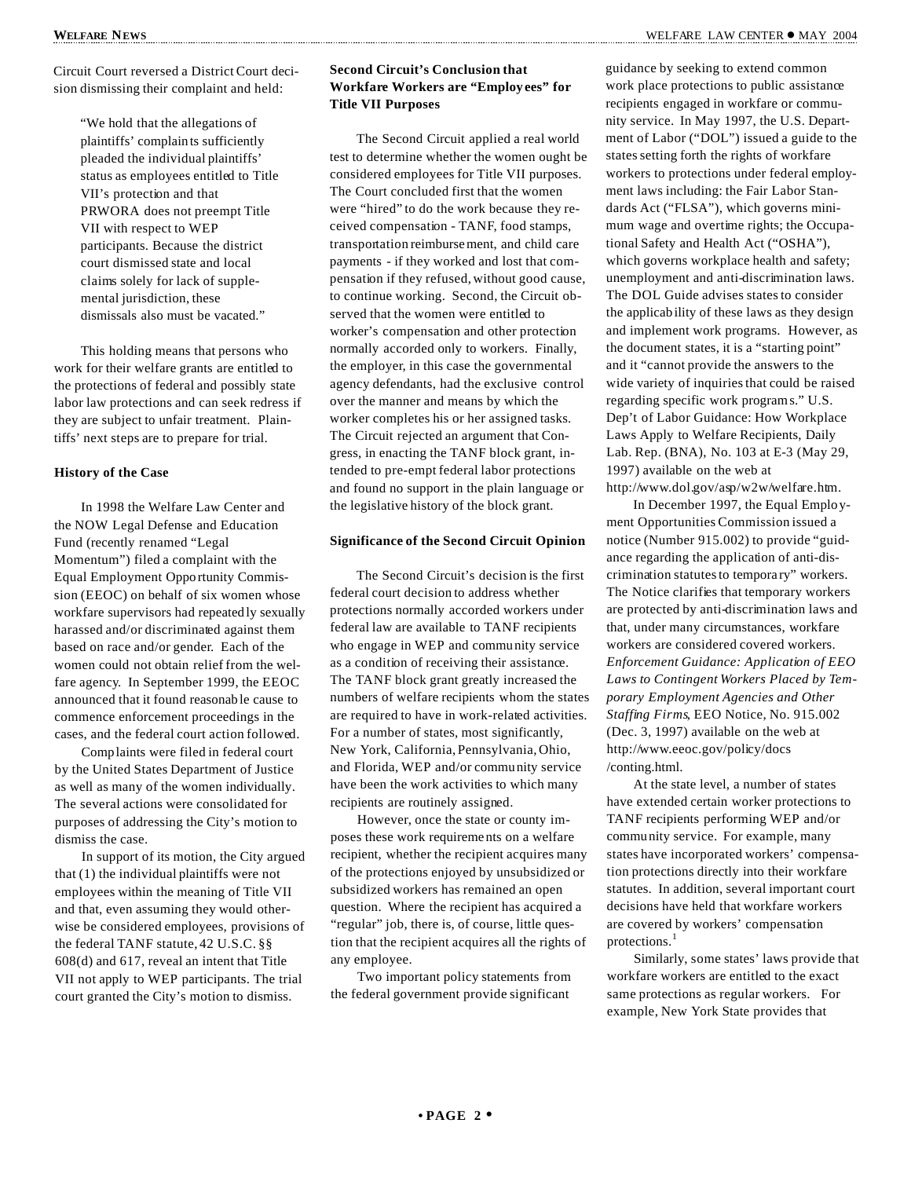Circuit Court reversed a District Court decision dismissing their complaint and held:

> "We hold that the allegations of plaintiffs' complaints sufficiently pleaded the individual plaintiffs' status as employees entitled to Title VII's protection and that PRWORA does not preempt Title VII with respect to WEP participants. Because the district court dismissed state and local claims solely for lack of supplemental jurisdiction, these dismissals also must be vacated."

This holding means that persons who work for their welfare grants are entitled to the protections of federal and possibly state labor law protections and can seek redress if they are subject to unfair treatment. Plaintiffs' next steps are to prepare for trial.

**History of the Case**

In 1998 the Welfare Law Center and the NOW Legal Defense and Education Fund (recently renamed "Legal Momentum") filed a complaint with the Equal Employment Opportunity Commission (EEOC) on behalf of six women whose workfare supervisors had repeatedly sexually harassed and/or discriminated against them based on race and/or gender. Each of the women could not obtain relief from the welfare agency. In September 1999, the EEOC announced that it found reasonable cause to commence enforcement proceedings in the cases, and the federal court action followed.

Complaints were filed in federal court by the United States Department of Justice as well as many of the women individually. The several actions were consolidated for purposes of addressing the City's motion to dismiss the case.

In support of its motion, the City argued that (1) the individual plaintiffs were not employees within the meaning of Title VII and that, even assuming they would otherwise be considered employees, provisions of the federal TANF statute, 42 U.S.C. §§ 608(d) and 617, reveal an intent that Title VII not apply to WEP participants. The trial court granted the City's motion to dismiss.

**Second Circuit's Conclusion that Workfare Workers are "Employees" for Title VII Purposes**

The Second Circuit applied a real world test to determine whether the women ought be considered employees for Title VII purposes. The Court concluded first that the women were "hired" to do the work because they received compensation - TANF, food stamps, transportation reimbursement, and child care payments - if they worked and lost that compensation if they refused, without good cause, to continue working. Second, the Circuit observed that the women were entitled to worker's compensation and other protection normally accorded only to workers. Finally, the employer, in this case the governmental agency defendants, had the exclusive control over the manner and means by which the worker completes his or her assigned tasks. The Circuit rejected an argument that Congress, in enacting the TANF block grant, intended to pre-empt federal labor protections and found no support in the plain language or the legislative history of the block grant.

**Significance of the Second Circuit Opinion**

The Second Circuit's decision is the first federal court decision to address whether protections normally accorded workers under federal law are available to TANF recipients who engage in WEP and community service as a condition of receiving their assistance. The TANF block grant greatly increased the numbers of welfare recipients whom the states are required to have in work-related activities. For a number of states, most significantly, New York, California, Pennsylvania, Ohio, and Florida, WEP and/or community service have been the work activities to which many recipients are routinely assigned.

However, once the state or county imposes these work requirements on a welfare recipient, whether the recipient acquires many of the protections enjoyed by unsubsidized or subsidized workers has remained an open question. Where the recipient has acquired a "regular" job, there is, of course, little question that the recipient acquires all the rights of any employee.

Two important policy statements from the federal government provide significant guidance by seeking to extend common work place protections to public assistance recipients engaged in workfare or community service. In May 1997, the U.S. Department of Labor ("DOL") issued a guide to the states setting forth the rights of workfare workers to protections under federal employment laws including: the Fair Labor Standards Act ("FLSA"), which governs minimum wage and overtime rights; the Occupational Safety and Health Act ("OSHA"), which governs workplace health and safety; unemployment and anti-discrimination laws. The DOL Guide advises states to consider the applicability of these laws as they design and implement work programs. However, as the document states, it is a "starting point" and it "cannot provide the answers to the wide variety of inquiries that could be raised regarding specific work programs." U.S. Dep't of Labor Guidance: How Workplace Laws Apply to Welfare Recipients, Daily Lab. Rep. (BNA), No. 103 at E-3 (May 29, 1997) available on the web at http://www.dol.gov/asp/w2w/welfare.htm.

In December 1997, the Equal Employment Opportunities Commission issued a notice (Number 915.002) to provide "guidance regarding the application of anti-discrimination statutes to temporary" workers. The Notice clarifies that temporary workers are protected by anti-discrimination laws and that, under many circumstances, workfare workers are considered covered workers. *Enforcement Guidance: Application of EEO Laws to Contingent Workers Placed by Temporary Employment Agencies and Other Staffing Firms*, EEO Notice, No. 915.002 (Dec. 3, 1997) available on the web at http://www.eeoc.gov/policy/docs/conting.html.

At the state level, a number of states have extended certain worker protections to TANF recipients performing WEP and/or community service. For example, many states have incorporated workers' compensation protections directly into their workfare statutes. In addition, several important court decisions have held that workfare workers are covered by workers' compensation protections.[1]

Similarly, some states' laws provide that workfare workers are entitled to the exact same protections as regular workers. For example, New York State provides that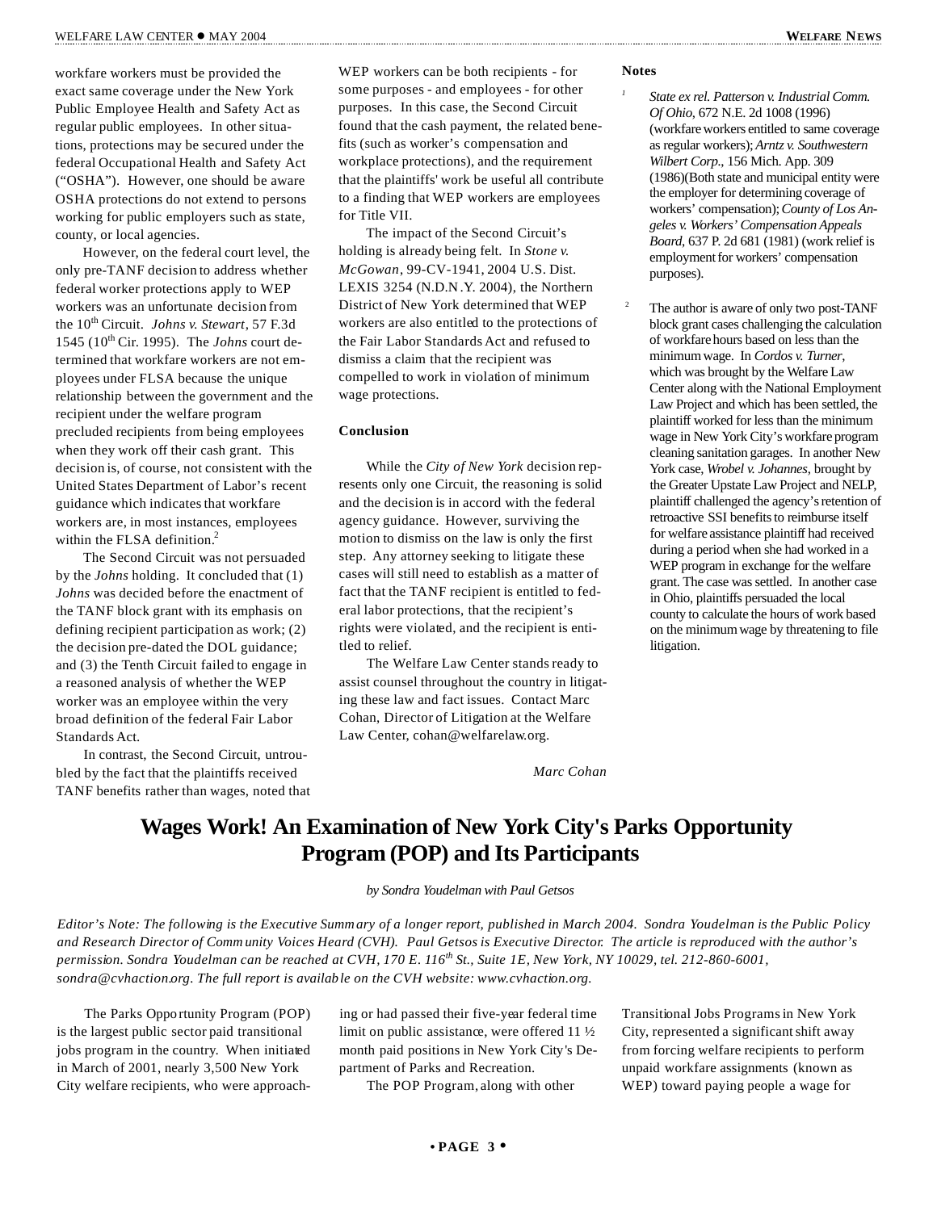workfare workers must be provided the exact same coverage under the New York Public Employee Health and Safety Act as regular public employees. In other situations, protections may be secured under the federal Occupational Health and Safety Act ("OSHA"). However, one should be aware OSHA protections do not extend to persons working for public employers such as state, county, or local agencies.

However, on the federal court level, the only pre-TANF decision to address whether federal worker protections apply to WEP workers was an unfortunate decision from the 10th Circuit. *Johns v. Stewart*, 57 F.3d 1545 (10th Cir. 1995). The *Johns* court determined that workfare workers are not employees under FLSA because the unique relationship between the government and the recipient under the welfare program precluded recipients from being employees when they work off their cash grant. This decision is, of course, not consistent with the United States Department of Labor's recent guidance which indicates that workfare workers are, in most instances, employees within the FLSA definition.[2]

The Second Circuit was not persuaded by the *Johns* holding. It concluded that (1) *Johns* was decided before the enactment of the TANF block grant with its emphasis on defining recipient participation as work; (2) the decision pre-dated the DOL guidance; and (3) the Tenth Circuit failed to engage in a reasoned analysis of whether the WEP worker was an employee within the very broad definition of the federal Fair Labor Standards Act.

In contrast, the Second Circuit, untroubled by the fact that the plaintiffs received TANF benefits rather than wages, noted that WEP workers can be both recipients - for some purposes - and employees - for other purposes. In this case, the Second Circuit found that the cash payment, the related benefits (such as worker's compensation and workplace protections), and the requirement that the plaintiffs' work be useful all contribute to a finding that WEP workers are employees for Title VII.

The impact of the Second Circuit's holding is already being felt. In *Stone v. McGowan*, 99-CV-1941, 2004 U.S. Dist. LEXIS 3254 (N.D.N.Y. 2004), the Northern District of New York determined that WEP workers are also entitled to the protections of the Fair Labor Standards Act and refused to dismiss a claim that the recipient was compelled to work in violation of minimum wage protections.

**Conclusion**

While the *City of New York* decision represents only one Circuit, the reasoning is solid and the decision is in accord with the federal agency guidance. However, surviving the motion to dismiss on the law is only the first step. Any attorney seeking to litigate these cases will still need to establish as a matter of fact that the TANF recipient is entitled to federal labor protections, that the recipient's rights were violated, and the recipient is entitled to relief.

The Welfare Law Center stands ready to assist counsel throughout the country in litigating these law and fact issues. Contact Marc Cohan, Director of Litigation at the Welfare Law Center, cohan@welfarelaw.org.

*Marc Cohan*

**Notes**

[1] *State ex rel. Patterson v. Industrial Comm. Of Ohio*, 672 N.E. 2d 1008 (1996) (workfare workers entitled to same coverage as regular workers); *Arntz v. Southwestern Wilbert Corp.*, 156 Mich. App. 309 (1986)(Both state and municipal entity were the employer for determining coverage of workers' compensation); *County of Los Angeles v. Workers' Compensation Appeals Board*, 637 P. 2d 681 (1981) (work relief is employment for workers' compensation purposes).

[2] The author is aware of only two post-TANF block grant cases challenging the calculation of workfare hours based on less than the minimum wage. In *Cordos v. Turner*, which was brought by the Welfare Law Center along with the National Employment Law Project and which has been settled, the plaintiff worked for less than the minimum wage in New York City's workfare program cleaning sanitation garages. In another New York case, *Wrobel v. Johannes*, brought by the Greater Upstate Law Project and NELP, plaintiff challenged the agency's retention of retroactive SSI benefits to reimburse itself for welfare assistance plaintiff had received during a period when she had worked in a WEP program in exchange for the welfare grant. The case was settled. In another case in Ohio, plaintiffs persuaded the local county to calculate the hours of work based on the minimum wage by threatening to file litigation.

# Wages Work! An Examination of New York City's Parks Opportunity Program (POP) and Its Participants

*by Sondra Youdelman with Paul Getsos*

*Editor's Note: The following is the Executive Summary of a longer report, published in March 2004. Sondra Youdelman is the Public Policy and Research Director of Community Voices Heard (CVH). Paul Getsos is Executive Director. The article is reproduced with the author's permission. Sondra Youdelman can be reached at CVH, 170 E. 116th St., Suite 1E, New York, NY 10029, tel. 212-860-6001, sondra@cvhaction.org. The full report is available on the CVH website: www.cvhaction.org.*

The Parks Opportunity Program (POP) is the largest public sector paid transitional jobs program in the country. When initiated in March of 2001, nearly 3,500 New York City welfare recipients, who were approaching or had passed their five-year federal time limit on public assistance, were offered 11 ½ month paid positions in New York City's Department of Parks and Recreation.

The POP Program, along with other Transitional Jobs Programs in New York City, represented a significant shift away from forcing welfare recipients to perform unpaid workfare assignments (known as WEP) toward paying people a wage for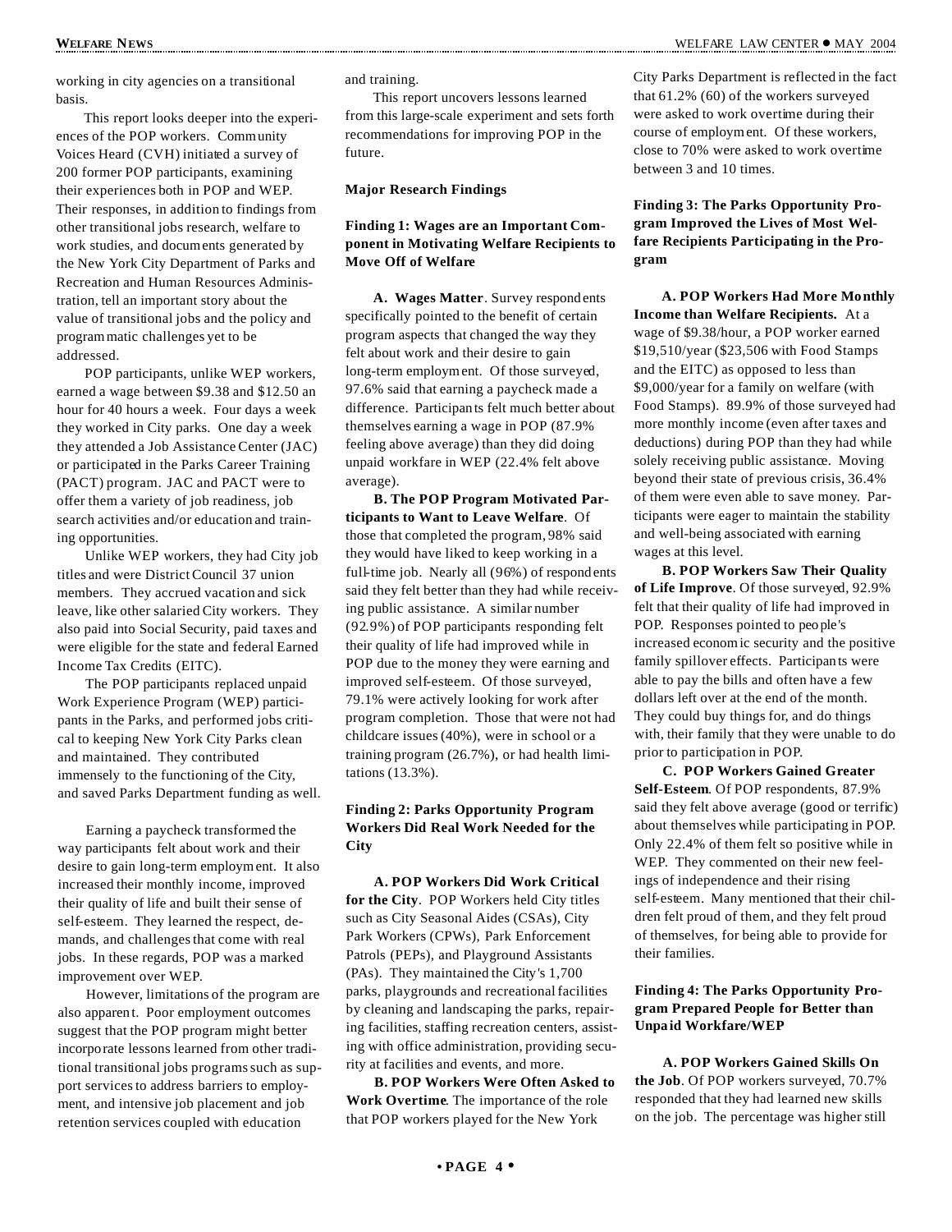working in city agencies on a transitional basis.

This report looks deeper into the experiences of the POP workers. Community Voices Heard (CVH) initiated a survey of 200 former POP participants, examining their experiences both in POP and WEP. Their responses, in addition to findings from other transitional jobs research, welfare to work studies, and documents generated by the New York City Department of Parks and Recreation and Human Resources Administration, tell an important story about the value of transitional jobs and the policy and programmatic challenges yet to be addressed.

POP participants, unlike WEP workers, earned a wage between $9.38 and $12.50 an hour for 40 hours a week. Four days a week they worked in City parks. One day a week they attended a Job Assistance Center (JAC) or participated in the Parks Career Training (PACT) program. JAC and PACT were to offer them a variety of job readiness, job search activities and/or education and training opportunities.

Unlike WEP workers, they had City job titles and were District Council 37 union members. They accrued vacation and sick leave, like other salaried City workers. They also paid into Social Security, paid taxes and were eligible for the state and federal Earned Income Tax Credits (EITC).

The POP participants replaced unpaid Work Experience Program (WEP) participants in the Parks, and performed jobs critical to keeping New York City Parks clean and maintained. They contributed immensely to the functioning of the City, and saved Parks Department funding as well.

Earning a paycheck transformed the way participants felt about work and their desire to gain long-term employment. It also increased their monthly income, improved their quality of life and built their sense of self-esteem. They learned the respect, demands, and challenges that come with real jobs. In these regards, POP was a marked improvement over WEP.

However, limitations of the program are also apparent. Poor employment outcomes suggest that the POP program might better incorporate lessons learned from other traditional transitional jobs programs such as support services to address barriers to employment, and intensive job placement and job retention services coupled with education and training.

This report uncovers lessons learned from this large-scale experiment and sets forth recommendations for improving POP in the future.

**Major Research Findings**

**Finding 1: Wages are an Important Component in Motivating Welfare Recipients to Move Off of Welfare**

**A. Wages Matter**. Survey respondents specifically pointed to the benefit of certain program aspects that changed the way they felt about work and their desire to gain long-term employment. Of those surveyed, 97.6% said that earning a paycheck made a difference. Participants felt much better about themselves earning a wage in POP (87.9% feeling above average) than they did doing unpaid workfare in WEP (22.4% felt above average).

**B. The POP Program Motivated Participants to Want to Leave Welfare**. Of those that completed the program, 98% said they would have liked to keep working in a full-time job. Nearly all (96%) of respondents said they felt better than they had while receiving public assistance. A similar number (92.9%) of POP participants responding felt their quality of life had improved while in POP due to the money they were earning and improved self-esteem. Of those surveyed, 79.1% were actively looking for work after program completion. Those that were not had childcare issues (40%), were in school or a training program (26.7%), or had health limitations (13.3%).

**Finding 2: Parks Opportunity Program Workers Did Real Work Needed for the City**

**A. POP Workers Did Work Critical for the City**. POP Workers held City titles such as City Seasonal Aides (CSAs), City Park Workers (CPWs), Park Enforcement Patrols (PEPs), and Playground Assistants (PAs). They maintained the City's 1,700 parks, playgrounds and recreational facilities by cleaning and landscaping the parks, repairing facilities, staffing recreation centers, assisting with office administration, providing security at facilities and events, and more.

**B. POP Workers Were Often Asked to Work Overtime**. The importance of the role that POP workers played for the New York City Parks Department is reflected in the fact that 61.2% (60) of the workers surveyed were asked to work overtime during their course of employment. Of these workers, close to 70% were asked to work overtime between 3 and 10 times.

**Finding 3: The Parks Opportunity Program Improved the Lives of Most Welfare Recipients Participating in the Program**

**A. POP Workers Had More Monthly Income than Welfare Recipients.** At a wage of $9.38/hour, a POP worker earned $19,510/year ($23,506 with Food Stamps and the EITC) as opposed to less than $9,000/year for a family on welfare (with Food Stamps). 89.9% of those surveyed had more monthly income (even after taxes and deductions) during POP than they had while solely receiving public assistance. Moving beyond their state of previous crisis, 36.4% of them were even able to save money. Participants were eager to maintain the stability and well-being associated with earning wages at this level.

**B. POP Workers Saw Their Quality of Life Improve**. Of those surveyed, 92.9% felt that their quality of life had improved in POP. Responses pointed to people's increased economic security and the positive family spillover effects. Participants were able to pay the bills and often have a few dollars left over at the end of the month. They could buy things for, and do things with, their family that they were unable to do prior to participation in POP.

**C. POP Workers Gained Greater Self-Esteem**. Of POP respondents, 87.9% said they felt above average (good or terrific) about themselves while participating in POP. Only 22.4% of them felt so positive while in WEP. They commented on their new feelings of independence and their rising self-esteem. Many mentioned that their children felt proud of them, and they felt proud of themselves, for being able to provide for their families.

**Finding 4: The Parks Opportunity Program Prepared People for Better than Unpaid Workfare/WEP**

**A. POP Workers Gained Skills On the Job**. Of POP workers surveyed, 70.7% responded that they had learned new skills on the job. The percentage was higher still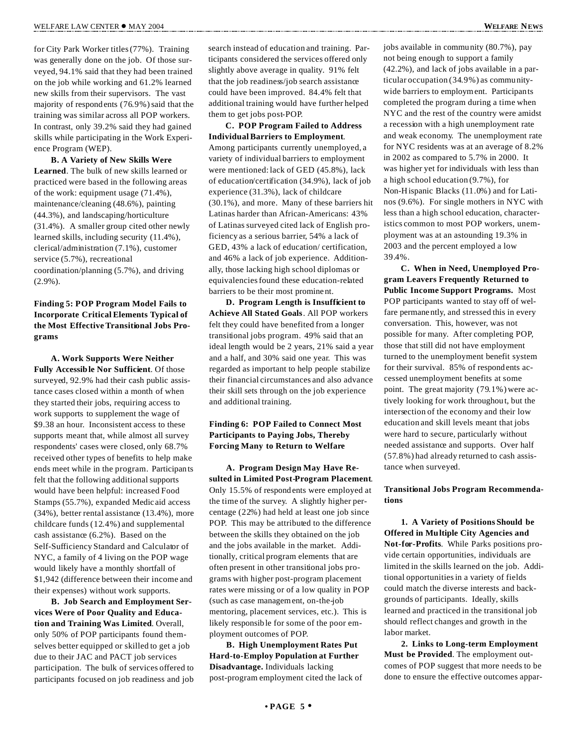for City Park Worker titles (77%). Training was generally done on the job. Of those surveyed, 94.1% said that they had been trained on the job while working and 61.2% learned new skills from their supervisors. The vast majority of respondents (76.9%) said that the training was similar across all POP workers. In contrast, only 39.2% said they had gained skills while participating in the Work Experience Program (WEP).

**B. A Variety of New Skills Were Learned**. The bulk of new skills learned or practiced were based in the following areas of the work: equipment usage (71.4%), maintenance/cleaning (48.6%), painting (44.3%), and landscaping/horticulture (31.4%). A smaller group cited other newly learned skills, including security (11.4%), clerical/administration (7.1%), customer service (5.7%), recreational coordination/planning (5.7%), and driving (2.9%).

### Finding 5: POP Program Model Fails to Incorporate Critical Elements Typical of the Most Effective Transitional Jobs Programs

**A. Work Supports Were Neither Fully Accessible Nor Sufficient**. Of those surveyed, 92.9% had their cash public assistance cases closed within a month of when they started their jobs, requiring access to work supports to supplement the wage of $9.38 an hour. Inconsistent access to these supports meant that, while almost all survey respondents' cases were closed, only 68.7% received other types of benefits to help make ends meet while in the program. Participants felt that the following additional supports would have been helpful: increased Food Stamps (55.7%), expanded Medicaid access (34%), better rental assistance (13.4%), more childcare funds (12.4%) and supplemental cash assistance (6.2%). Based on the Self-Sufficiency Standard and Calculator of NYC, a family of 4 living on the POP wage would likely have a monthly shortfall of $1,942 (difference between their income and their expenses) without work supports.

**B. Job Search and Employment Services Were of Poor Quality and Education and Training Was Limited**. Overall, only 50% of POP participants found themselves better equipped or skilled to get a job due to their JAC and PACT job services participation. The bulk of services offered to participants focused on job readiness and job search instead of education and training. Participants considered the services offered only slightly above average in quality. 91% felt that the job readiness/job search assistance could have been improved. 84.4% felt that additional training would have further helped them to get jobs post-POP.

**C. POP Program Failed to Address Individual Barriers to Employment**. Among participants currently unemployed, a variety of individual barriers to employment were mentioned: lack of GED (45.8%), lack of education/certification (34.9%), lack of job experience (31.3%), lack of childcare (30.1%), and more. Many of these barriers hit Latinas harder than African-Americans: 43% of Latinas surveyed cited lack of English proficiency as a serious barrier, 54% a lack of GED, 43% a lack of education/ certification, and 46% a lack of job experience. Additionally, those lacking high school diplomas or equivalencies found these education-related barriers to be their most prominent.

**D. Program Length is Insufficient to Achieve All Stated Goals**. All POP workers felt they could have benefited from a longer transitional jobs program. 49% said that an ideal length would be 2 years, 21% said a year and a half, and 30% said one year. This was regarded as important to help people stabilize their financial circumstances and also advance their skill sets through on the job experience and additional training.

### Finding 6: POP Failed to Connect Most Participants to Paying Jobs, Thereby Forcing Many to Return to Welfare

**A. Program Design May Have Resulted in Limited Post-Program Placement**. Only 15.5% of respondents were employed at the time of the survey. A slightly higher percentage (22%) had held at least one job since POP. This may be attributed to the difference between the skills they obtained on the job and the jobs available in the market. Additionally, critical program elements that are often present in other transitional jobs programs with higher post-program placement rates were missing or of a low quality in POP (such as case management, on-the-job mentoring, placement services, etc.). This is likely responsible for some of the poor employment outcomes of POP.

**B. High Unemployment Rates Put Hard-to-Employ Population at Further Disadvantage.** Individuals lacking post-program employment cited the lack of jobs available in community (80.7%), pay not being enough to support a family (42.2%), and lack of jobs available in a particular occupation (34.9%) as community-wide barriers to employment. Participants completed the program during a time when NYC and the rest of the country were amidst a recession with a high unemployment rate and weak economy. The unemployment rate for NYC residents was at an average of 8.2% in 2002 as compared to 5.7% in 2000. It was higher yet for individuals with less than a high school education (9.7%), for Non-Hispanic Blacks (11.0%) and for Latinos (9.6%). For single mothers in NYC with less than a high school education, characteristics common to most POP workers, unemployment was at an astounding 19.3% in 2003 and the percent employed a low 39.4%.

**C. When in Need, Unemployed Program Leavers Frequently Returned to Public Income Support Programs.** Most POP participants wanted to stay off of welfare permanently, and stressed this in every conversation. This, however, was not possible for many. After completing POP, those that still did not have employment turned to the unemployment benefit system for their survival. 85% of respondents accessed unemployment benefits at some point. The great majority (79.1%) were actively looking for work throughout, but the intersection of the economy and their low education and skill levels meant that jobs were hard to secure, particularly without needed assistance and supports. Over half (57.8%) had already returned to cash assistance when surveyed.

### Transitional Jobs Program Recommendations

**1. A Variety of Positions Should be Offered in Multiple City Agencies and Not-for-Profits**. While Parks positions provide certain opportunities, individuals are limited in the skills learned on the job. Additional opportunities in a variety of fields could match the diverse interests and backgrounds of participants. Ideally, skills learned and practiced in the transitional job should reflect changes and growth in the labor market.

**2. Links to Long-term Employment Must be Provided**. The employment outcomes of POP suggest that more needs to be done to ensure the effective outcomes appar-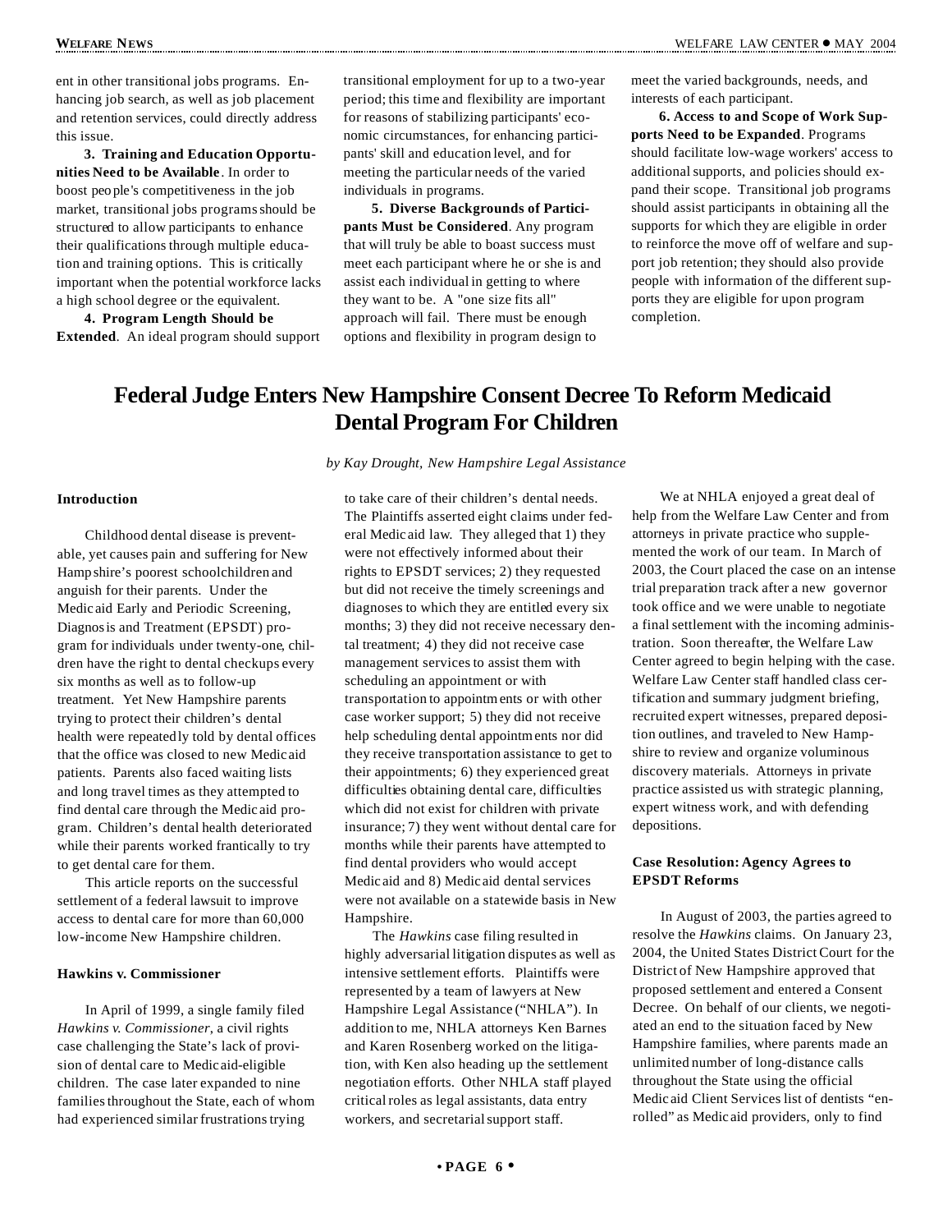ent in other transitional jobs programs. Enhancing job search, as well as job placement and retention services, could directly address this issue.

**3. Training and Education Opportunities Need to be Available**. In order to boost people's competitiveness in the job market, transitional jobs programs should be structured to allow participants to enhance their qualifications through multiple education and training options. This is critically important when the potential workforce lacks a high school degree or the equivalent.

**4. Program Length Should be Extended**. An ideal program should support transitional employment for up to a two-year period; this time and flexibility are important for reasons of stabilizing participants' economic circumstances, for enhancing participants' skill and education level, and for meeting the particular needs of the varied individuals in programs.

**5. Diverse Backgrounds of Participants Must be Considered**. Any program that will truly be able to boast success must meet each participant where he or she is and assist each individual in getting to where they want to be. A "one size fits all" approach will fail. There must be enough options and flexibility in program design to meet the varied backgrounds, needs, and interests of each participant.

**6. Access to and Scope of Work Supports Need to be Expanded**. Programs should facilitate low-wage workers' access to additional supports, and policies should expand their scope. Transitional job programs should assist participants in obtaining all the supports for which they are eligible in order to reinforce the move off of welfare and support job retention; they should also provide people with information of the different supports they are eligible for upon program completion.

# Federal Judge Enters New Hampshire Consent Decree To Reform Medicaid Dental Program For Children

*by Kay Drought, New Hampshire Legal Assistance*

### Introduction

Childhood dental disease is preventable, yet causes pain and suffering for New Hampshire's poorest schoolchildren and anguish for their parents. Under the Medicaid Early and Periodic Screening, Diagnosis and Treatment (EPSDT) program for individuals under twenty-one, children have the right to dental checkups every six months as well as to follow-up treatment. Yet New Hampshire parents trying to protect their children's dental health were repeatedly told by dental offices that the office was closed to new Medicaid patients. Parents also faced waiting lists and long travel times as they attempted to find dental care through the Medicaid program. Children's dental health deteriorated while their parents worked frantically to try to get dental care for them.

This article reports on the successful settlement of a federal lawsuit to improve access to dental care for more than 60,000 low-income New Hampshire children.

### Hawkins v. Commissioner

In April of 1999, a single family filed *Hawkins v. Commissioner*, a civil rights case challenging the State's lack of provision of dental care to Medicaid-eligible children. The case later expanded to nine families throughout the State, each of whom had experienced similar frustrations trying to take care of their children's dental needs. The Plaintiffs asserted eight claims under federal Medicaid law. They alleged that 1) they were not effectively informed about their rights to EPSDT services; 2) they requested but did not receive the timely screenings and diagnoses to which they are entitled every six months; 3) they did not receive necessary dental treatment; 4) they did not receive case management services to assist them with scheduling an appointment or with transportation to appointments or with other case worker support; 5) they did not receive help scheduling dental appointments nor did they receive transportation assistance to get to their appointments; 6) they experienced great difficulties obtaining dental care, difficulties which did not exist for children with private insurance; 7) they went without dental care for months while their parents have attempted to find dental providers who would accept Medicaid and 8) Medicaid dental services were not available on a statewide basis in New Hampshire.

The *Hawkins* case filing resulted in highly adversarial litigation disputes as well as intensive settlement efforts. Plaintiffs were represented by a team of lawyers at New Hampshire Legal Assistance ("NHLA"). In addition to me, NHLA attorneys Ken Barnes and Karen Rosenberg worked on the litigation, with Ken also heading up the settlement negotiation efforts. Other NHLA staff played critical roles as legal assistants, data entry workers, and secretarial support staff.

We at NHLA enjoyed a great deal of help from the Welfare Law Center and from attorneys in private practice who supplemented the work of our team. In March of 2003, the Court placed the case on an intense trial preparation track after a new governor took office and we were unable to negotiate a final settlement with the incoming administration. Soon thereafter, the Welfare Law Center agreed to begin helping with the case. Welfare Law Center staff handled class certification and summary judgment briefing, recruited expert witnesses, prepared deposition outlines, and traveled to New Hampshire to review and organize voluminous discovery materials. Attorneys in private practice assisted us with strategic planning, expert witness work, and with defending depositions.

### Case Resolution: Agency Agrees to EPSDT Reforms

In August of 2003, the parties agreed to resolve the *Hawkins* claims. On January 23, 2004, the United States District Court for the District of New Hampshire approved that proposed settlement and entered a Consent Decree. On behalf of our clients, we negotiated an end to the situation faced by New Hampshire families, where parents made an unlimited number of long-distance calls throughout the State using the official Medicaid Client Services list of dentists "enrolled" as Medicaid providers, only to find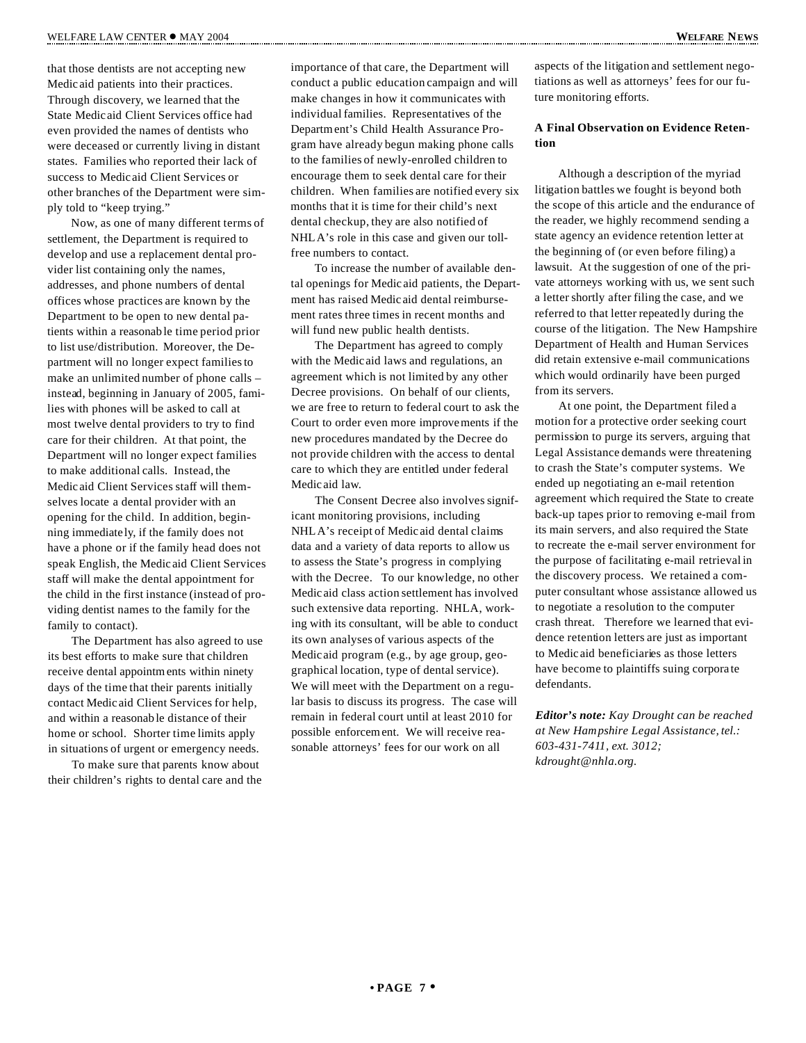that those dentists are not accepting new Medicaid patients into their practices. Through discovery, we learned that the State Medicaid Client Services office had even provided the names of dentists who were deceased or currently living in distant states. Families who reported their lack of success to Medicaid Client Services or other branches of the Department were simply told to "keep trying."

Now, as one of many different terms of settlement, the Department is required to develop and use a replacement dental provider list containing only the names, addresses, and phone numbers of dental offices whose practices are known by the Department to be open to new dental patients within a reasonable time period prior to list use/distribution. Moreover, the Department will no longer expect families to make an unlimited number of phone calls – instead, beginning in January of 2005, families with phones will be asked to call at most twelve dental providers to try to find care for their children. At that point, the Department will no longer expect families to make additional calls. Instead, the Medicaid Client Services staff will themselves locate a dental provider with an opening for the child. In addition, beginning immediately, if the family does not have a phone or if the family head does not speak English, the Medicaid Client Services staff will make the dental appointment for the child in the first instance (instead of providing dentist names to the family for the family to contact).

The Department has also agreed to use its best efforts to make sure that children receive dental appointments within ninety days of the time that their parents initially contact Medicaid Client Services for help, and within a reasonable distance of their home or school. Shorter time limits apply in situations of urgent or emergency needs.

To make sure that parents know about their children's rights to dental care and the importance of that care, the Department will conduct a public education campaign and will make changes in how it communicates with individual families. Representatives of the Department's Child Health Assurance Program have already begun making phone calls to the families of newly-enrolled children to encourage them to seek dental care for their children. When families are notified every six months that it is time for their child's next dental checkup, they are also notified of NHLA's role in this case and given our toll-free numbers to contact.

To increase the number of available dental openings for Medicaid patients, the Department has raised Medicaid dental reimbursement rates three times in recent months and will fund new public health dentists.

The Department has agreed to comply with the Medicaid laws and regulations, an agreement which is not limited by any other Decree provisions. On behalf of our clients, we are free to return to federal court to ask the Court to order even more improvements if the new procedures mandated by the Decree do not provide children with the access to dental care to which they are entitled under federal Medicaid law.

The Consent Decree also involves significant monitoring provisions, including NHLA's receipt of Medicaid dental claims data and a variety of data reports to allow us to assess the State's progress in complying with the Decree. To our knowledge, no other Medicaid class action settlement has involved such extensive data reporting. NHLA, working with its consultant, will be able to conduct its own analyses of various aspects of the Medicaid program (e.g., by age group, geographical location, type of dental service). We will meet with the Department on a regular basis to discuss its progress. The case will remain in federal court until at least 2010 for possible enforcement. We will receive reasonable attorneys' fees for our work on all aspects of the litigation and settlement negotiations as well as attorneys' fees for our future monitoring efforts.

### A Final Observation on Evidence Retention

Although a description of the myriad litigation battles we fought is beyond both the scope of this article and the endurance of the reader, we highly recommend sending a state agency an evidence retention letter at the beginning of (or even before filing) a lawsuit. At the suggestion of one of the private attorneys working with us, we sent such a letter shortly after filing the case, and we referred to that letter repeatedly during the course of the litigation. The New Hampshire Department of Health and Human Services did retain extensive e-mail communications which would ordinarily have been purged from its servers.

At one point, the Department filed a motion for a protective order seeking court permission to purge its servers, arguing that Legal Assistance demands were threatening to crash the State's computer systems. We ended up negotiating an e-mail retention agreement which required the State to create back-up tapes prior to removing e-mail from its main servers, and also required the State to recreate the e-mail server environment for the purpose of facilitating e-mail retrieval in the discovery process. We retained a computer consultant whose assistance allowed us to negotiate a resolution to the computer crash threat. Therefore we learned that evidence retention letters are just as important to Medicaid beneficiaries as those letters have become to plaintiffs suing corporate defendants.

***Editor's note:*** *Kay Drought can be reached at New Hampshire Legal Assistance, tel.: 603-431-7411, ext. 3012; kdrought@nhla.org.*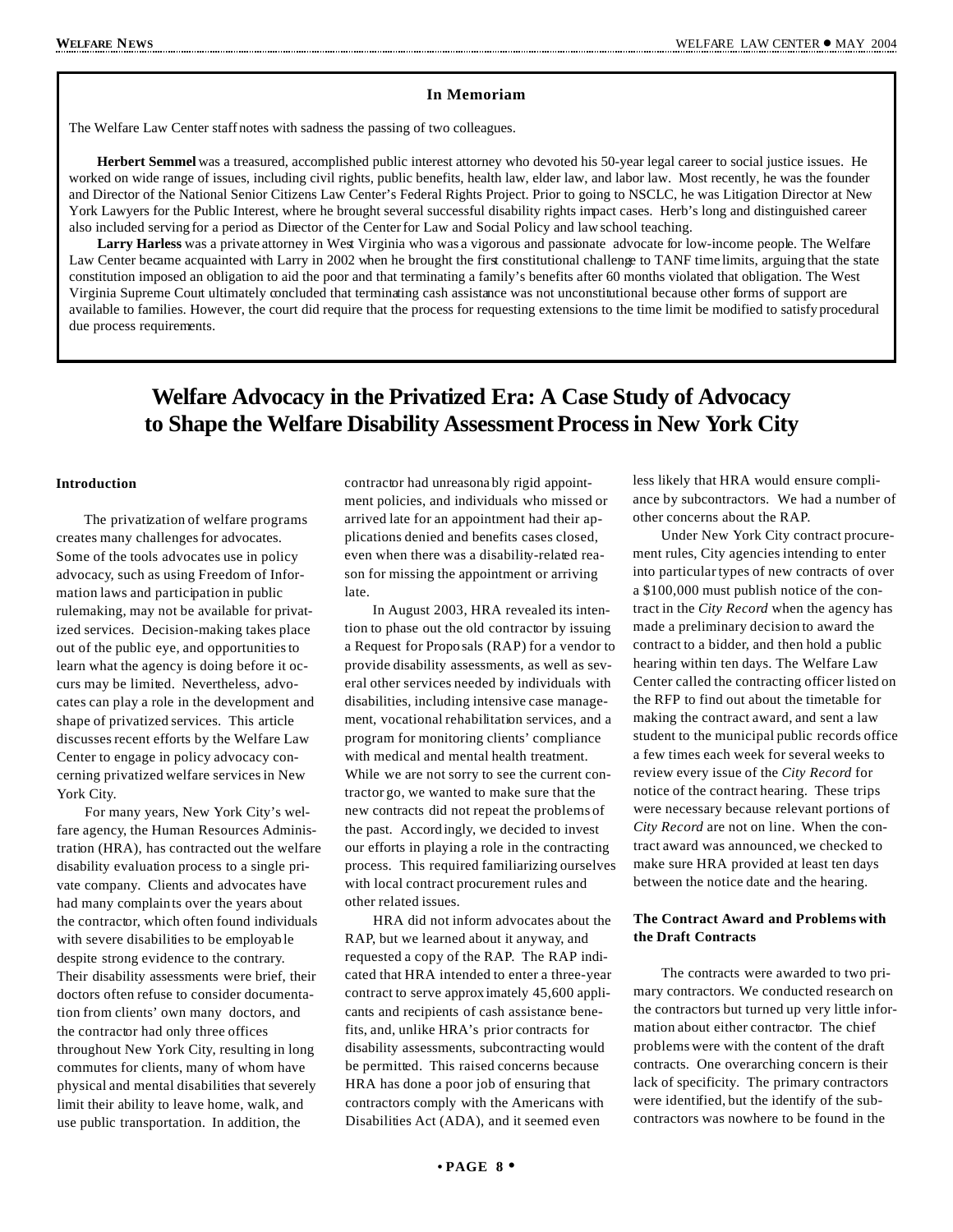## In Memoriam

The Welfare Law Center staff notes with sadness the passing of two colleagues.

**Herbert Semmel** was a treasured, accomplished public interest attorney who devoted his 50-year legal career to social justice issues. He worked on wide range of issues, including civil rights, public benefits, health law, elder law, and labor law. Most recently, he was the founder and Director of the National Senior Citizens Law Center's Federal Rights Project. Prior to going to NSCLC, he was Litigation Director at New York Lawyers for the Public Interest, where he brought several successful disability rights impact cases. Herb's long and distinguished career also included serving for a period as Director of the Center for Law and Social Policy and law school teaching.

**Larry Harless** was a private attorney in West Virginia who was a vigorous and passionate advocate for low-income people. The Welfare Law Center became acquainted with Larry in 2002 when he brought the first constitutional challenge to TANF time limits, arguing that the state constitution imposed an obligation to aid the poor and that terminating a family's benefits after 60 months violated that obligation. The West Virginia Supreme Court ultimately concluded that terminating cash assistance was not unconstitutional because other forms of support are available to families. However, the court did require that the process for requesting extensions to the time limit be modified to satisfy procedural due process requirements.

# Welfare Advocacy in the Privatized Era: A Case Study of Advocacy to Shape the Welfare Disability Assessment Process in New York City

### Introduction

The privatization of welfare programs creates many challenges for advocates. Some of the tools advocates use in policy advocacy, such as using Freedom of Information laws and participation in public rulemaking, may not be available for privatized services. Decision-making takes place out of the public eye, and opportunities to learn what the agency is doing before it occurs may be limited. Nevertheless, advocates can play a role in the development and shape of privatized services. This article discusses recent efforts by the Welfare Law Center to engage in policy advocacy concerning privatized welfare services in New York City.

For many years, New York City's welfare agency, the Human Resources Administration (HRA), has contracted out the welfare disability evaluation process to a single private company. Clients and advocates have had many complaints over the years about the contractor, which often found individuals with severe disabilities to be employable despite strong evidence to the contrary. Their disability assessments were brief, their doctors often refuse to consider documentation from clients' own many doctors, and the contractor had only three offices throughout New York City, resulting in long commutes for clients, many of whom have physical and mental disabilities that severely limit their ability to leave home, walk, and use public transportation. In addition, the contractor had unreasonably rigid appointment policies, and individuals who missed or arrived late for an appointment had their applications denied and benefits cases closed, even when there was a disability-related reason for missing the appointment or arriving late.

In August 2003, HRA revealed its intention to phase out the old contractor by issuing a Request for Proposals (RAP) for a vendor to provide disability assessments, as well as several other services needed by individuals with disabilities, including intensive case management, vocational rehabilitation services, and a program for monitoring clients' compliance with medical and mental health treatment. While we are not sorry to see the current contractor go, we wanted to make sure that the new contracts did not repeat the problems of the past. Accordingly, we decided to invest our efforts in playing a role in the contracting process. This required familiarizing ourselves with local contract procurement rules and other related issues.

HRA did not inform advocates about the RAP, but we learned about it anyway, and requested a copy of the RAP. The RAP indicated that HRA intended to enter a three-year contract to serve approximately 45,600 applicants and recipients of cash assistance benefits, and, unlike HRA's prior contracts for disability assessments, subcontracting would be permitted. This raised concerns because HRA has done a poor job of ensuring that contractors comply with the Americans with Disabilities Act (ADA), and it seemed even less likely that HRA would ensure compliance by subcontractors. We had a number of other concerns about the RAP.

Under New York City contract procurement rules, City agencies intending to enter into particular types of new contracts of over a $100,000 must publish notice of the contract in the *City Record* when the agency has made a preliminary decision to award the contract to a bidder, and then hold a public hearing within ten days. The Welfare Law Center called the contracting officer listed on the RFP to find out about the timetable for making the contract award, and sent a law student to the municipal public records office a few times each week for several weeks to review every issue of the *City Record* for notice of the contract hearing. These trips were necessary because relevant portions of *City Record* are not on line. When the contract award was announced, we checked to make sure HRA provided at least ten days between the notice date and the hearing.

### The Contract Award and Problems with the Draft Contracts

The contracts were awarded to two primary contractors. We conducted research on the contractors but turned up very little information about either contractor. The chief problems were with the content of the draft contracts. One overarching concern is their lack of specificity. The primary contractors were identified, but the identify of the subcontractors was nowhere to be found in the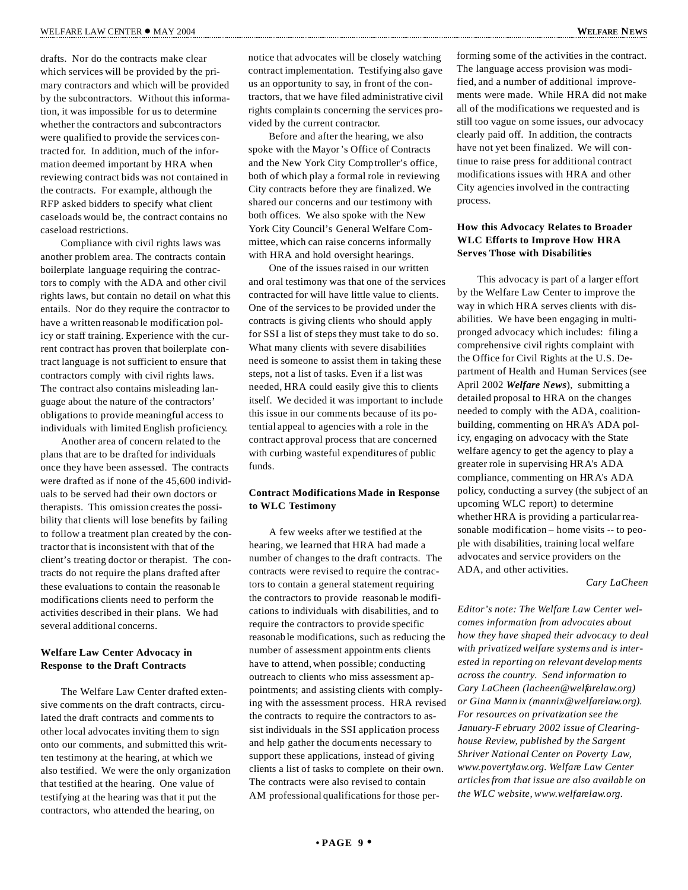drafts. Nor do the contracts make clear which services will be provided by the primary contractors and which will be provided by the subcontractors. Without this information, it was impossible for us to determine whether the contractors and subcontractors were qualified to provide the services contracted for. In addition, much of the information deemed important by HRA when reviewing contract bids was not contained in the contracts. For example, although the RFP asked bidders to specify what client caseloads would be, the contract contains no caseload restrictions.

Compliance with civil rights laws was another problem area. The contracts contain boilerplate language requiring the contractors to comply with the ADA and other civil rights laws, but contain no detail on what this entails. Nor do they require the contractor to have a written reasonable modification policy or staff training. Experience with the current contract has proven that boilerplate contract language is not sufficient to ensure that contractors comply with civil rights laws. The contract also contains misleading language about the nature of the contractors' obligations to provide meaningful access to individuals with limited English proficiency.

Another area of concern related to the plans that are to be drafted for individuals once they have been assessed. The contracts were drafted as if none of the 45,600 individuals to be served had their own doctors or therapists. This omission creates the possibility that clients will lose benefits by failing to follow a treatment plan created by the contractor that is inconsistent with that of the client's treating doctor or therapist. The contracts do not require the plans drafted after these evaluations to contain the reasonable modifications clients need to perform the activities described in their plans. We had several additional concerns.

### Welfare Law Center Advocacy in Response to the Draft Contracts

The Welfare Law Center drafted extensive comments on the draft contracts, circulated the draft contracts and comments to other local advocates inviting them to sign onto our comments, and submitted this written testimony at the hearing, at which we also testified. We were the only organization that testified at the hearing. One value of testifying at the hearing was that it put the contractors, who attended the hearing, on notice that advocates will be closely watching contract implementation. Testifying also gave us an opportunity to say, in front of the contractors, that we have filed administrative civil rights complaints concerning the services provided by the current contractor.

Before and after the hearing, we also spoke with the Mayor's Office of Contracts and the New York City Comptroller's office, both of which play a formal role in reviewing City contracts before they are finalized. We shared our concerns and our testimony with both offices. We also spoke with the New York City Council's General Welfare Committee, which can raise concerns informally with HRA and hold oversight hearings.

One of the issues raised in our written and oral testimony was that one of the services contracted for will have little value to clients. One of the services to be provided under the contracts is giving clients who should apply for SSI a list of steps they must take to do so. What many clients with severe disabilities need is someone to assist them in taking these steps, not a list of tasks. Even if a list was needed, HRA could easily give this to clients itself. We decided it was important to include this issue in our comments because of its potential appeal to agencies with a role in the contract approval process that are concerned with curbing wasteful expenditures of public funds.

### Contract Modifications Made in Response to WLC Testimony

A few weeks after we testified at the hearing, we learned that HRA had made a number of changes to the draft contracts. The contracts were revised to require the contractors to contain a general statement requiring the contractors to provide reasonable modifications to individuals with disabilities, and to require the contractors to provide specific reasonable modifications, such as reducing the number of assessment appointments clients have to attend, when possible; conducting outreach to clients who miss assessment appointments; and assisting clients with complying with the assessment process. HRA revised the contracts to require the contractors to assist individuals in the SSI application process and help gather the documents necessary to support these applications, instead of giving clients a list of tasks to complete on their own. The contracts were also revised to contain AM professional qualifications for those performing some of the activities in the contract. The language access provision was modified, and a number of additional improvements were made. While HRA did not make all of the modifications we requested and is still too vague on some issues, our advocacy clearly paid off. In addition, the contracts have not yet been finalized. We will continue to raise press for additional contract modifications issues with HRA and other City agencies involved in the contracting process.

### How this Advocacy Relates to Broader WLC Efforts to Improve How HRA Serves Those with Disabilities

This advocacy is part of a larger effort by the Welfare Law Center to improve the way in which HRA serves clients with disabilities. We have been engaging in multi-pronged advocacy which includes: filing a comprehensive civil rights complaint with the Office for Civil Rights at the U.S. Department of Health and Human Services (see April 2002 ***Welfare News***), submitting a detailed proposal to HRA on the changes needed to comply with the ADA, coalition-building, commenting on HRA's ADA policy, engaging on advocacy with the State welfare agency to get the agency to play a greater role in supervising HRA's ADA compliance, commenting on HRA's ADA policy, conducting a survey (the subject of an upcoming WLC report) to determine whether HRA is providing a particular reasonable modification – home visits -- to people with disabilities, training local welfare advocates and service providers on the ADA, and other activities.

*Cary LaCheen*

*Editor's note: The Welfare Law Center welcomes information from advocates about how they have shaped their advocacy to deal with privatized welfare systems and is interested in reporting on relevant developments across the country. Send information to Cary LaCheen (lacheen@welfarelaw.org) or Gina Mannix (mannix@welfarelaw.org). For resources on privatization see the January-February 2002 issue of Clearinghouse Review, published by the Sargent Shriver National Center on Poverty Law, www.povertylaw.org. Welfare Law Center articles from that issue are also available on the WLC website, www.welfarelaw.org.*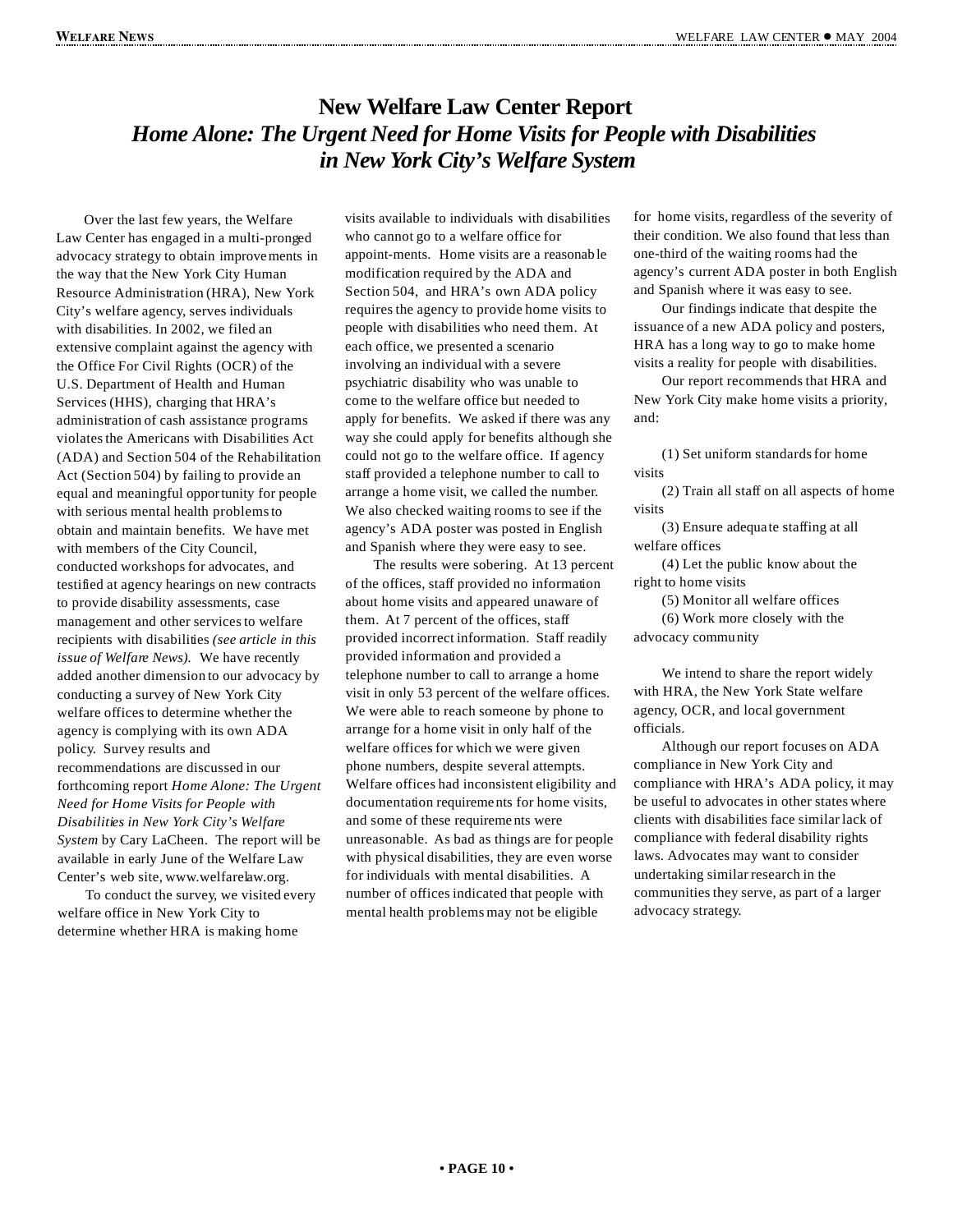# New Welfare Law Center Report

## *Home Alone: The Urgent Need for Home Visits for People with Disabilities in New York City's Welfare System*

Over the last few years, the Welfare Law Center has engaged in a multi-pronged advocacy strategy to obtain improvements in the way that the New York City Human Resource Administration (HRA), New York City's welfare agency, serves individuals with disabilities. In 2002, we filed an extensive complaint against the agency with the Office For Civil Rights (OCR) of the U.S. Department of Health and Human Services (HHS), charging that HRA's administration of cash assistance programs violates the Americans with Disabilities Act (ADA) and Section 504 of the Rehabilitation Act (Section 504) by failing to provide an equal and meaningful opportunity for people with serious mental health problems to obtain and maintain benefits. We have met with members of the City Council, conducted workshops for advocates, and testified at agency hearings on new contracts to provide disability assessments, case management and other services to welfare recipients with disabilities *(see article in this issue of Welfare News).* We have recently added another dimension to our advocacy by conducting a survey of New York City welfare offices to determine whether the agency is complying with its own ADA policy. Survey results and recommendations are discussed in our forthcoming report *Home Alone: The Urgent Need for Home Visits for People with Disabilities in New York City's Welfare System* by Cary LaCheen. The report will be available in early June of the Welfare Law Center's web site, www.welfarelaw.org.

To conduct the survey, we visited every welfare office in New York City to determine whether HRA is making home visits available to individuals with disabilities who cannot go to a welfare office for appoint-ments. Home visits are a reasonable modification required by the ADA and Section 504, and HRA's own ADA policy requires the agency to provide home visits to people with disabilities who need them. At each office, we presented a scenario involving an individual with a severe psychiatric disability who was unable to come to the welfare office but needed to apply for benefits. We asked if there was any way she could apply for benefits although she could not go to the welfare office. If agency staff provided a telephone number to call to arrange a home visit, we called the number. We also checked waiting rooms to see if the agency's ADA poster was posted in English and Spanish where they were easy to see.

The results were sobering. At 13 percent of the offices, staff provided no information about home visits and appeared unaware of them. At 7 percent of the offices, staff provided incorrect information. Staff readily provided information and provided a telephone number to call to arrange a home visit in only 53 percent of the welfare offices. We were able to reach someone by phone to arrange for a home visit in only half of the welfare offices for which we were given phone numbers, despite several attempts. Welfare offices had inconsistent eligibility and documentation requirements for home visits, and some of these requirements were unreasonable. As bad as things are for people with physical disabilities, they are even worse for individuals with mental disabilities. A number of offices indicated that people with mental health problems may not be eligible for home visits, regardless of the severity of their condition. We also found that less than one-third of the waiting rooms had the agency's current ADA poster in both English and Spanish where it was easy to see.

Our findings indicate that despite the issuance of a new ADA policy and posters, HRA has a long way to go to make home visits a reality for people with disabilities.

Our report recommends that HRA and New York City make home visits a priority, and:

(1) Set uniform standards for home visits
(2) Train all staff on all aspects of home visits
(3) Ensure adequate staffing at all welfare offices
(4) Let the public know about the right to home visits
(5) Monitor all welfare offices
(6) Work more closely with the advocacy community

We intend to share the report widely with HRA, the New York State welfare agency, OCR, and local government officials.

Although our report focuses on ADA compliance in New York City and compliance with HRA's ADA policy, it may be useful to advocates in other states where clients with disabilities face similar lack of compliance with federal disability rights laws. Advocates may want to consider undertaking similar research in the communities they serve, as part of a larger advocacy strategy.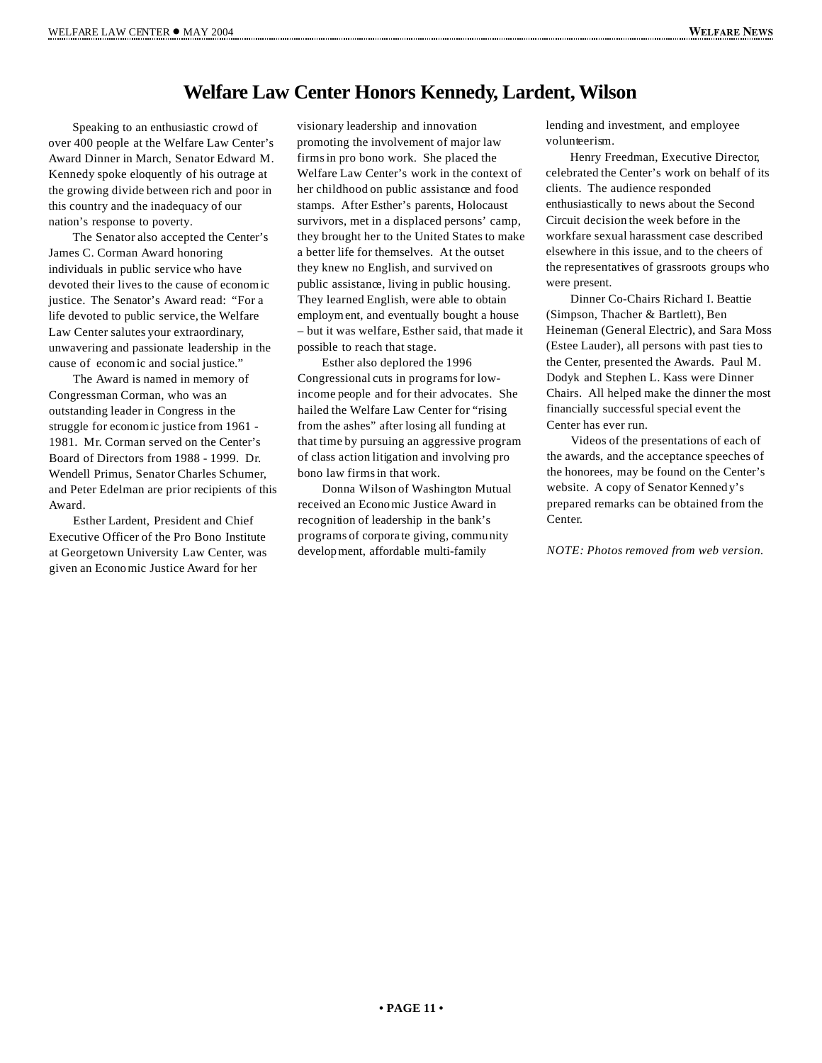# Welfare Law Center Honors Kennedy, Lardent, Wilson

Speaking to an enthusiastic crowd of over 400 people at the Welfare Law Center's Award Dinner in March, Senator Edward M. Kennedy spoke eloquently of his outrage at the growing divide between rich and poor in this country and the inadequacy of our nation's response to poverty.

The Senator also accepted the Center's James C. Corman Award honoring individuals in public service who have devoted their lives to the cause of economic justice. The Senator's Award read: "For a life devoted to public service, the Welfare Law Center salutes your extraordinary, unwavering and passionate leadership in the cause of economic and social justice."

The Award is named in memory of Congressman Corman, who was an outstanding leader in Congress in the struggle for economic justice from 1961 - 1981. Mr. Corman served on the Center's Board of Directors from 1988 - 1999. Dr. Wendell Primus, Senator Charles Schumer, and Peter Edelman are prior recipients of this Award.

Esther Lardent, President and Chief Executive Officer of the Pro Bono Institute at Georgetown University Law Center, was given an Economic Justice Award for her visionary leadership and innovation promoting the involvement of major law firms in pro bono work. She placed the Welfare Law Center's work in the context of her childhood on public assistance and food stamps. After Esther's parents, Holocaust survivors, met in a displaced persons' camp, they brought her to the United States to make a better life for themselves. At the outset they knew no English, and survived on public assistance, living in public housing. They learned English, were able to obtain employment, and eventually bought a house – but it was welfare, Esther said, that made it possible to reach that stage.

Esther also deplored the 1996 Congressional cuts in programs for low-income people and for their advocates. She hailed the Welfare Law Center for "rising from the ashes" after losing all funding at that time by pursuing an aggressive program of class action litigation and involving pro bono law firms in that work.

Donna Wilson of Washington Mutual received an Economic Justice Award in recognition of leadership in the bank's programs of corporate giving, community development, affordable multi-family lending and investment, and employee volunteerism.

Henry Freedman, Executive Director, celebrated the Center's work on behalf of its clients. The audience responded enthusiastically to news about the Second Circuit decision the week before in the workfare sexual harassment case described elsewhere in this issue, and to the cheers of the representatives of grassroots groups who were present.

Dinner Co-Chairs Richard I. Beattie (Simpson, Thacher & Bartlett), Ben Heineman (General Electric), and Sara Moss (Estee Lauder), all persons with past ties to the Center, presented the Awards. Paul M. Dodyk and Stephen L. Kass were Dinner Chairs. All helped make the dinner the most financially successful special event the Center has ever run.

Videos of the presentations of each of the awards, and the acceptance speeches of the honorees, may be found on the Center's website. A copy of Senator Kennedy's prepared remarks can be obtained from the Center.

*NOTE: Photos removed from web version.*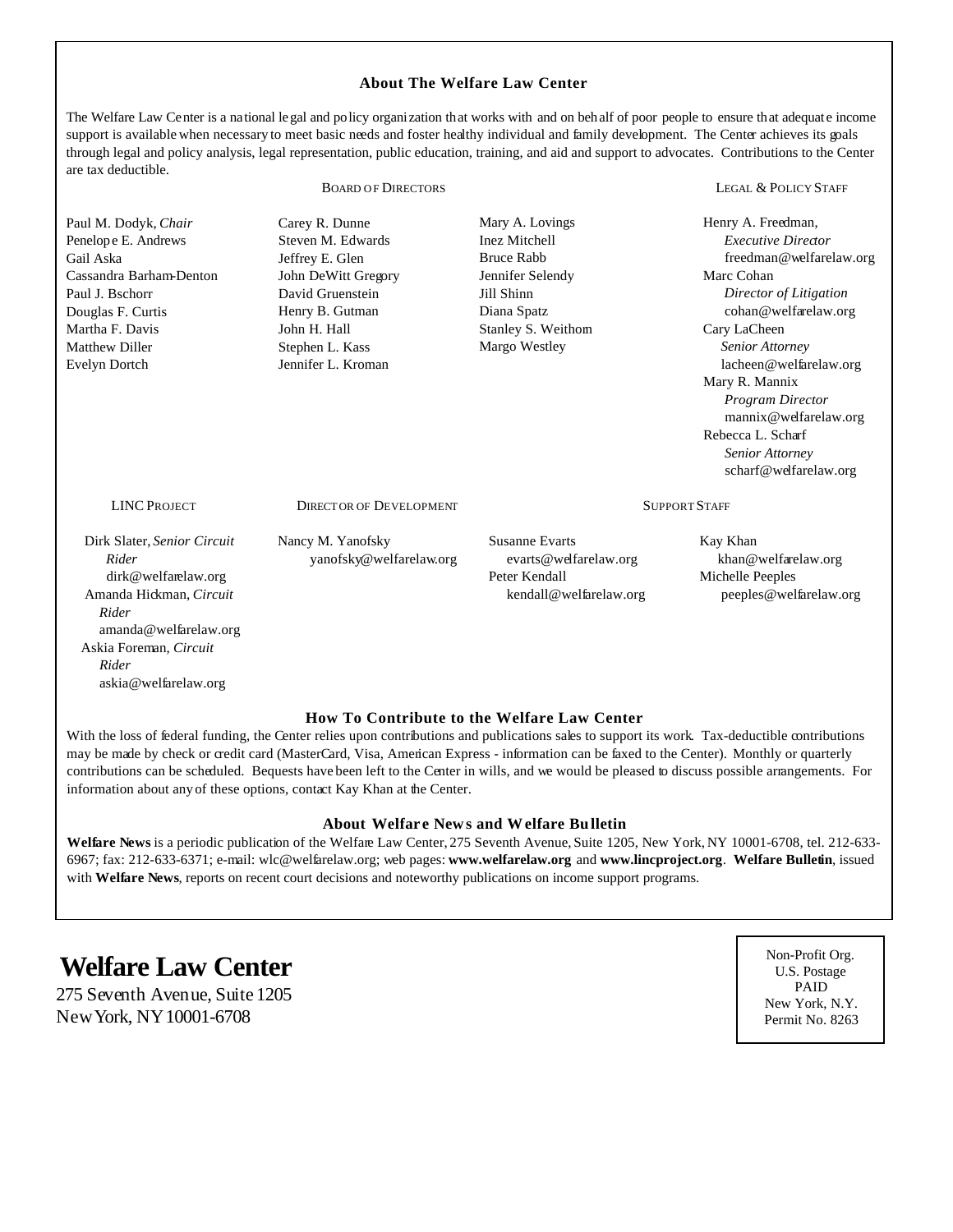## About The Welfare Law Center

The Welfare Law Center is a national legal and policy organization that works with and on behalf of poor people to ensure that adequate income support is available when necessary to meet basic needs and foster healthy individual and family development. The Center achieves its goals through legal and policy analysis, legal representation, public education, training, and aid and support to advocates. Contributions to the Center are tax deductible.

### Board of Directors

Paul M. Dodyk, *Chair*
Penelope E. Andrews
Gail Aska
Cassandra Barham-Denton
Paul J. Bschorr
Douglas F. Curtis
Martha F. Davis
Matthew Diller
Evelyn Dortch
Carey R. Dunne
Steven M. Edwards
Jeffrey E. Glen
John DeWitt Gregory
David Gruenstein
Henry B. Gutman
John H. Hall
Stephen L. Kass
Jennifer L. Kroman
Mary A. Lovings
Inez Mitchell
Bruce Rabb
Jennifer Selendy
Jill Shinn
Diana Spatz
Stanley S. Weithorn
Margo Westley

### Legal & Policy Staff

Henry A. Freedman, *Executive Director*
freedman@welfarelaw.org

Marc Cohan, *Director of Litigation*
cohan@welfarelaw.org

Cary LaCheen, *Senior Attorney*
lacheen@welfarelaw.org

Mary R. Mannix, *Program Director*
mannix@welfarelaw.org

Rebecca L. Scharf, *Senior Attorney*
scharf@welfarelaw.org

### LINC Project

Dirk Slater, *Senior Circuit Rider*
dirk@welfarelaw.org

Amanda Hickman, *Circuit Rider*
amanda@welfarelaw.org

Askia Foreman, *Circuit Rider*
askia@welfarelaw.org

### Director of Development

Nancy M. Yanofsky
yanofsky@welfarelaw.org

### Support Staff

Susanne Evarts
evarts@welfarelaw.org

Peter Kendall
kendall@welfarelaw.org

Kay Khan
khan@welfarelaw.org

Michelle Peeples
peeples@welfarelaw.org

## How To Contribute to the Welfare Law Center

With the loss of federal funding, the Center relies upon contributions and publications sales to support its work. Tax-deductible contributions may be made by check or credit card (MasterCard, Visa, American Express - information can be faxed to the Center). Monthly or quarterly contributions can be scheduled. Bequests have been left to the Center in wills, and we would be pleased to discuss possible arrangements. For information about any of these options, contact Kay Khan at the Center.

## About Welfare News and Welfare Bulletin

**Welfare News** is a periodic publication of the Welfare Law Center, 275 Seventh Avenue, Suite 1205, New York, NY 10001-6708, tel. 212-633-6967; fax: 212-633-6371; e-mail: wlc@welfarelaw.org; web pages: **www.welfarelaw.org** and **www.lincproject.org**. **Welfare Bulletin**, issued with **Welfare News**, reports on recent court decisions and noteworthy publications on income support programs.

# Welfare Law Center

275 Seventh Avenue, Suite 1205
New York, NY 10001-6708

Non-Profit Org.
U.S. Postage
PAID
New York, N.Y.
Permit No. 8263